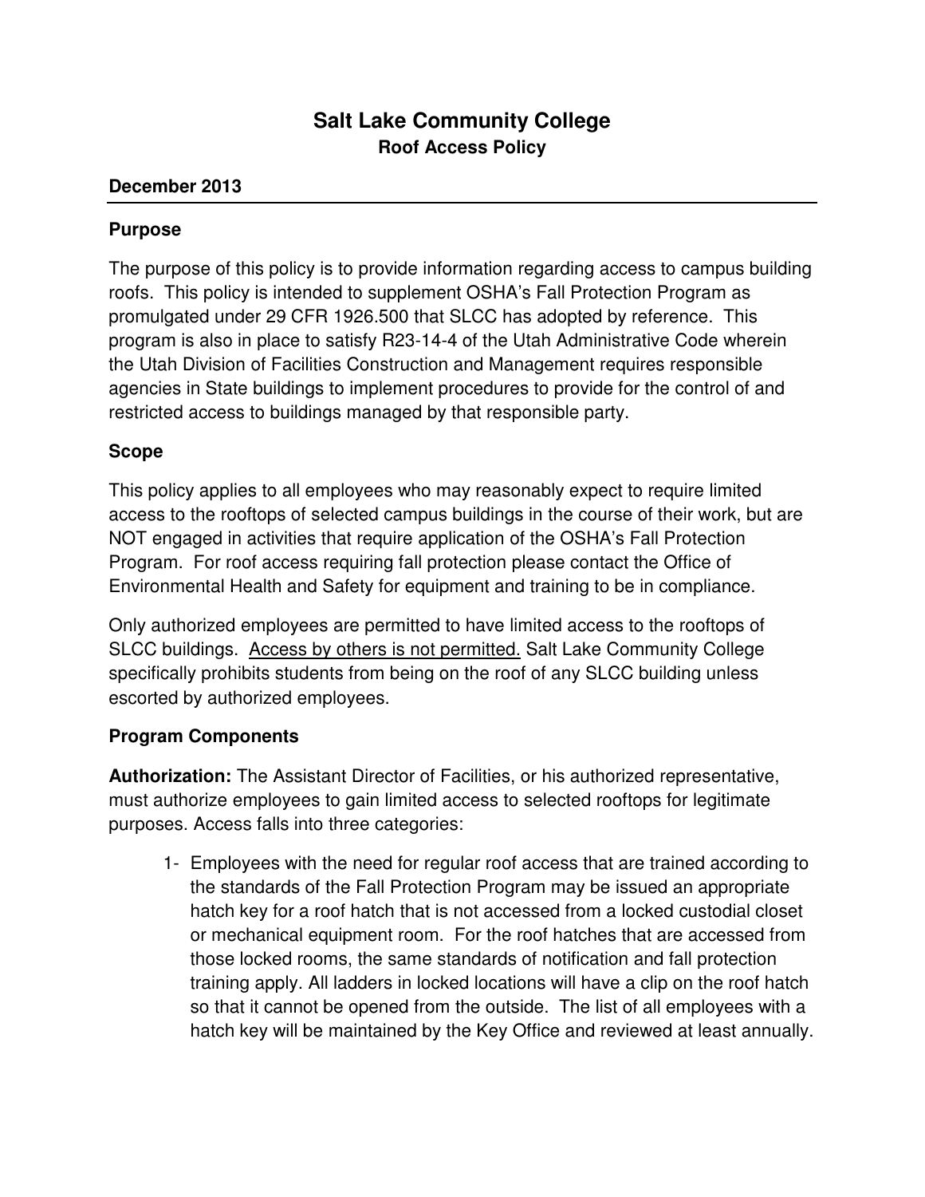# Salt Lake Community College

## Roof Access Policy

**December 2013**

---

### Purpose

The purpose of this policy is to provide information regarding access to campus building roofs. This policy is intended to supplement OSHA's Fall Protection Program as promulgated under 29 CFR 1926.500 that SLCC has adopted by reference. This program is also in place to satisfy R23-14-4 of the Utah Administrative Code wherein the Utah Division of Facilities Construction and Management requires responsible agencies in State buildings to implement procedures to provide for the control of and restricted access to buildings managed by that responsible party.

### Scope

This policy applies to all employees who may reasonably expect to require limited access to the rooftops of selected campus buildings in the course of their work, but are NOT engaged in activities that require application of the OSHA's Fall Protection Program. For roof access requiring fall protection please contact the Office of Environmental Health and Safety for equipment and training to be in compliance.

Only authorized employees are permitted to have limited access to the rooftops of SLCC buildings. <u>Access by others is not permitted.</u> Salt Lake Community College specifically prohibits students from being on the roof of any SLCC building unless escorted by authorized employees.

### Program Components

**Authorization:** The Assistant Director of Facilities, or his authorized representative, must authorize employees to gain limited access to selected rooftops for legitimate purposes. Access falls into three categories:

1- Employees with the need for regular roof access that are trained according to the standards of the Fall Protection Program may be issued an appropriate hatch key for a roof hatch that is not accessed from a locked custodial closet or mechanical equipment room. For the roof hatches that are accessed from those locked rooms, the same standards of notification and fall protection training apply. All ladders in locked locations will have a clip on the roof hatch so that it cannot be opened from the outside. The list of all employees with a hatch key will be maintained by the Key Office and reviewed at least annually.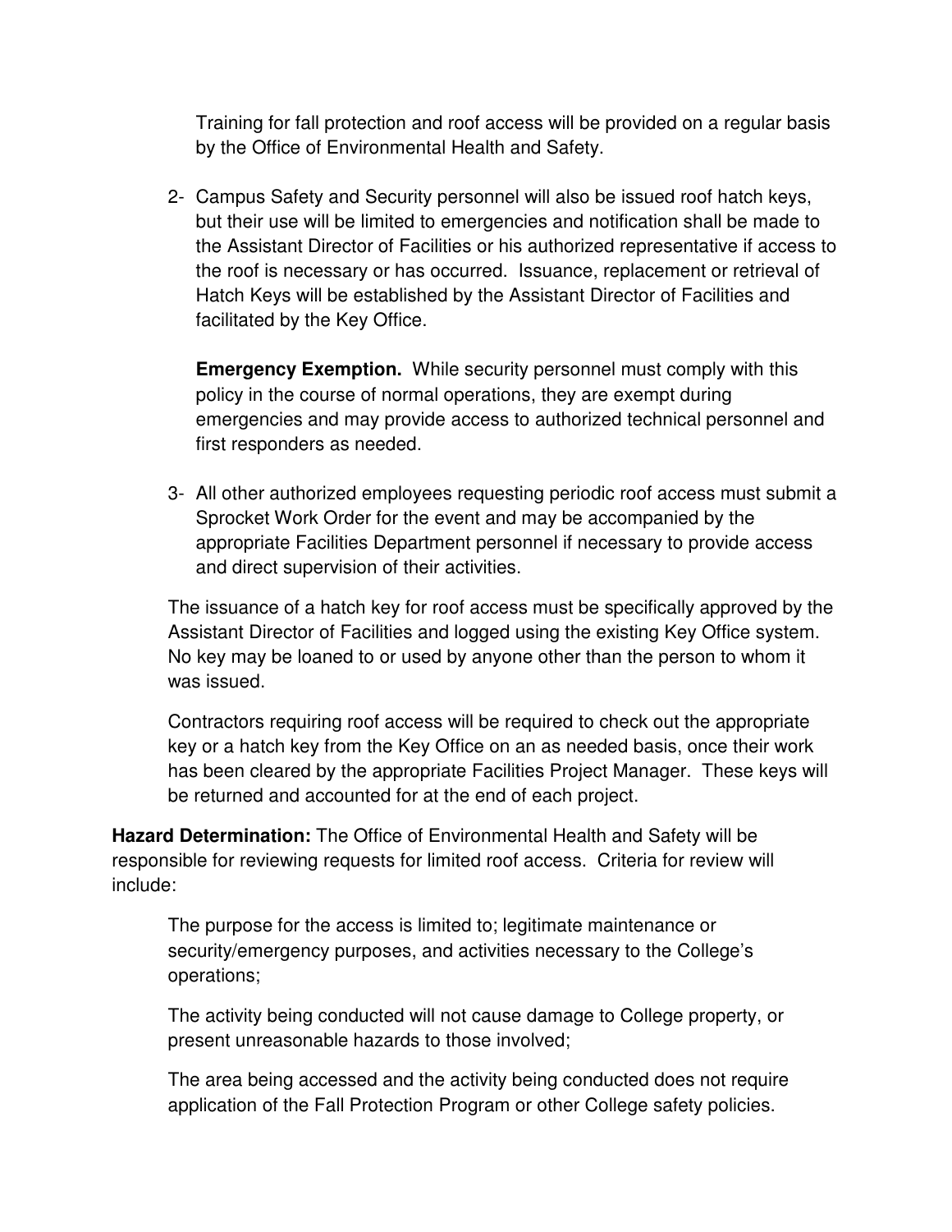Training for fall protection and roof access will be provided on a regular basis by the Office of Environmental Health and Safety.

2- Campus Safety and Security personnel will also be issued roof hatch keys, but their use will be limited to emergencies and notification shall be made to the Assistant Director of Facilities or his authorized representative if access to the roof is necessary or has occurred. Issuance, replacement or retrieval of Hatch Keys will be established by the Assistant Director of Facilities and facilitated by the Key Office.

   **Emergency Exemption.** While security personnel must comply with this policy in the course of normal operations, they are exempt during emergencies and may provide access to authorized technical personnel and first responders as needed.

3- All other authorized employees requesting periodic roof access must submit a Sprocket Work Order for the event and may be accompanied by the appropriate Facilities Department personnel if necessary to provide access and direct supervision of their activities.

The issuance of a hatch key for roof access must be specifically approved by the Assistant Director of Facilities and logged using the existing Key Office system. No key may be loaned to or used by anyone other than the person to whom it was issued.

Contractors requiring roof access will be required to check out the appropriate key or a hatch key from the Key Office on an as needed basis, once their work has been cleared by the appropriate Facilities Project Manager. These keys will be returned and accounted for at the end of each project.

**Hazard Determination:** The Office of Environmental Health and Safety will be responsible for reviewing requests for limited roof access. Criteria for review will include:

The purpose for the access is limited to; legitimate maintenance or security/emergency purposes, and activities necessary to the College's operations;

The activity being conducted will not cause damage to College property, or present unreasonable hazards to those involved;

The area being accessed and the activity being conducted does not require application of the Fall Protection Program or other College safety policies.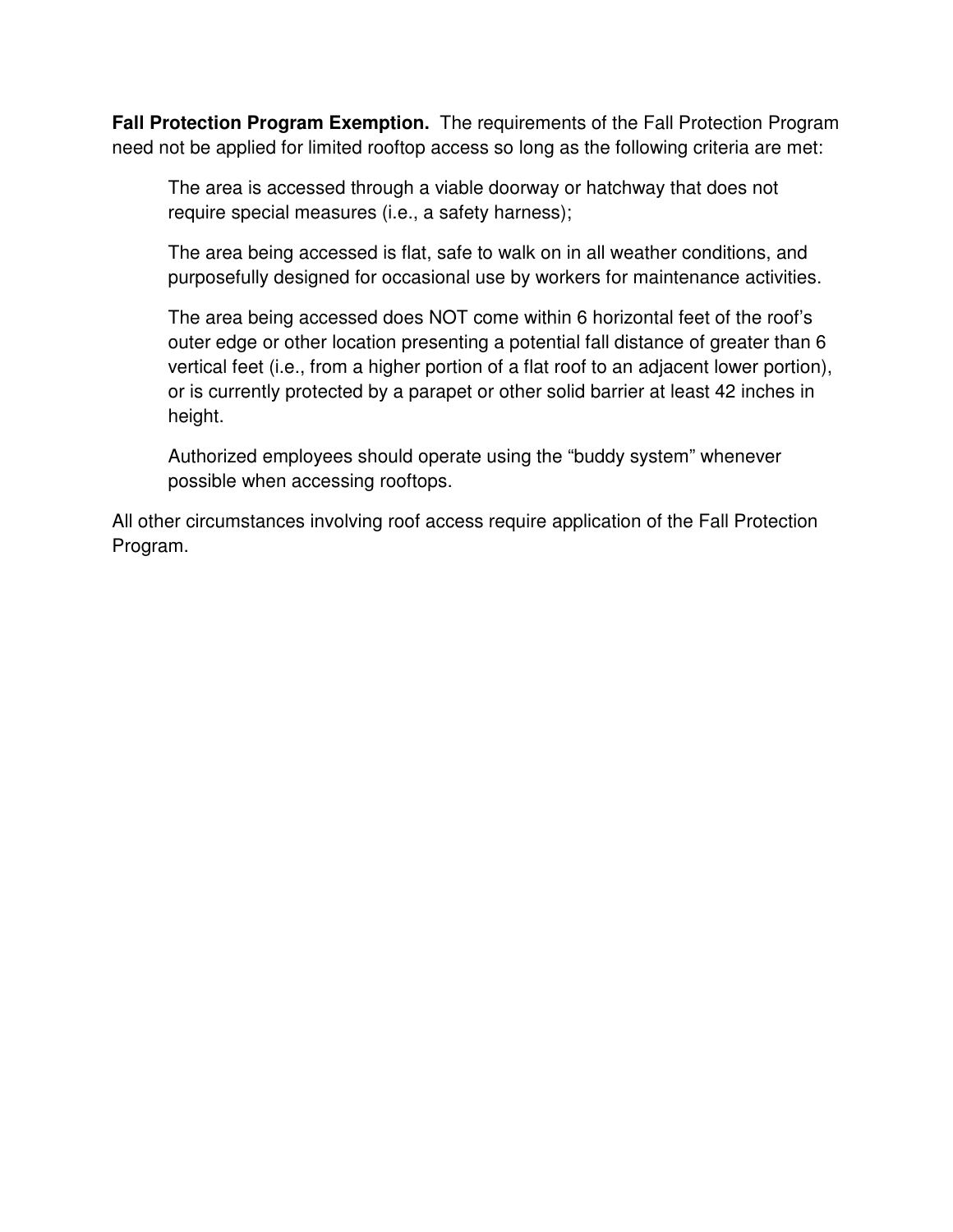**Fall Protection Program Exemption.** The requirements of the Fall Protection Program need not be applied for limited rooftop access so long as the following criteria are met:

> The area is accessed through a viable doorway or hatchway that does not require special measures (i.e., a safety harness);
>
> The area being accessed is flat, safe to walk on in all weather conditions, and purposefully designed for occasional use by workers for maintenance activities.
>
> The area being accessed does NOT come within 6 horizontal feet of the roof's outer edge or other location presenting a potential fall distance of greater than 6 vertical feet (i.e., from a higher portion of a flat roof to an adjacent lower portion), or is currently protected by a parapet or other solid barrier at least 42 inches in height.
>
> Authorized employees should operate using the "buddy system" whenever possible when accessing rooftops.

All other circumstances involving roof access require application of the Fall Protection Program.